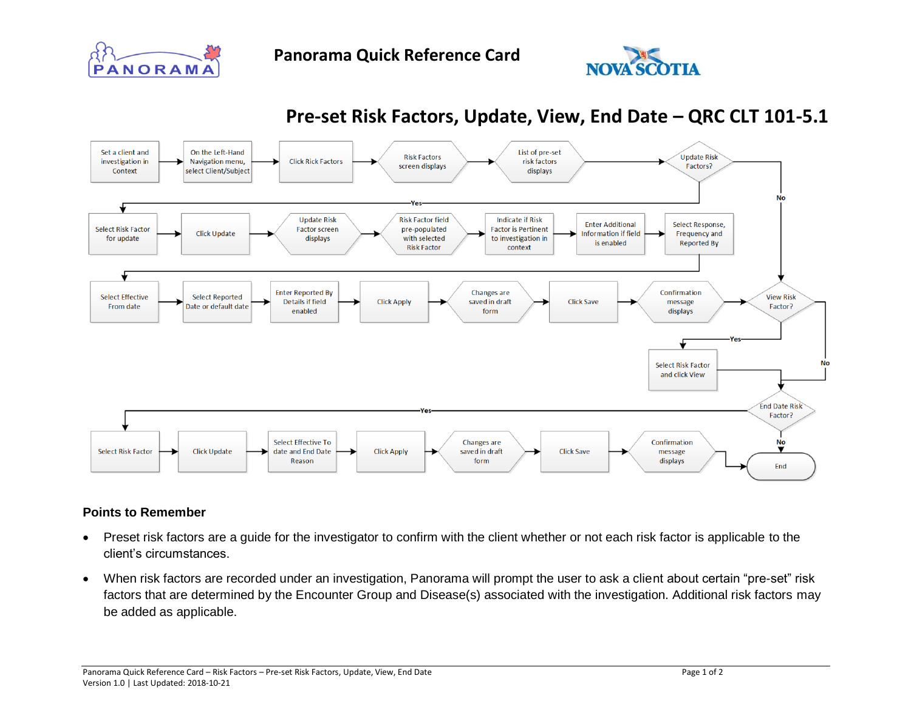# Panorama Quick Reference Card

## Pre-set Risk Factors, Update, View, End Date – QRC CLT 101-5.1

Set a client and investigation in Context → On the Left-Hand Navigation menu, select Client/Subject → Click Rick Factors → Risk Factors screen displays → List of pre-set risk factors displays → Update Risk Factors?

**Yes:** Select Risk Factor for update → Click Update → Update Risk Factor screen displays → Risk Factor field pre-populated with selected Risk Factor → Indicate if Risk Factor is Pertinent to investigation in context → Enter Additional Information if field is enabled → Select Response, Frequency and Reported By → Select Effective From date → Select Reported Date or default date → Enter Reported By Details if field enabled → Click Apply → Changes are saved in draft form → Click Save → Confirmation message displays → View Risk Factor?

**No:** View Risk Factor?

View Risk Factor?

**Yes:** Select Risk Factor and click View → End Date Risk Factor?

**No:** End Date Risk Factor?

End Date Risk Factor?

**Yes:** Select Risk Factor → Click Update → Select Effective To date and End Date Reason → Click Apply → Changes are saved in draft form → Click Save → Confirmation message displays → End

**No:** End

### Points to Remember

- Preset risk factors are a guide for the investigator to confirm with the client whether or not each risk factor is applicable to the client's circumstances.
- When risk factors are recorded under an investigation, Panorama will prompt the user to ask a client about certain "pre-set" risk factors that are determined by the Encounter Group and Disease(s) associated with the investigation. Additional risk factors may be added as applicable.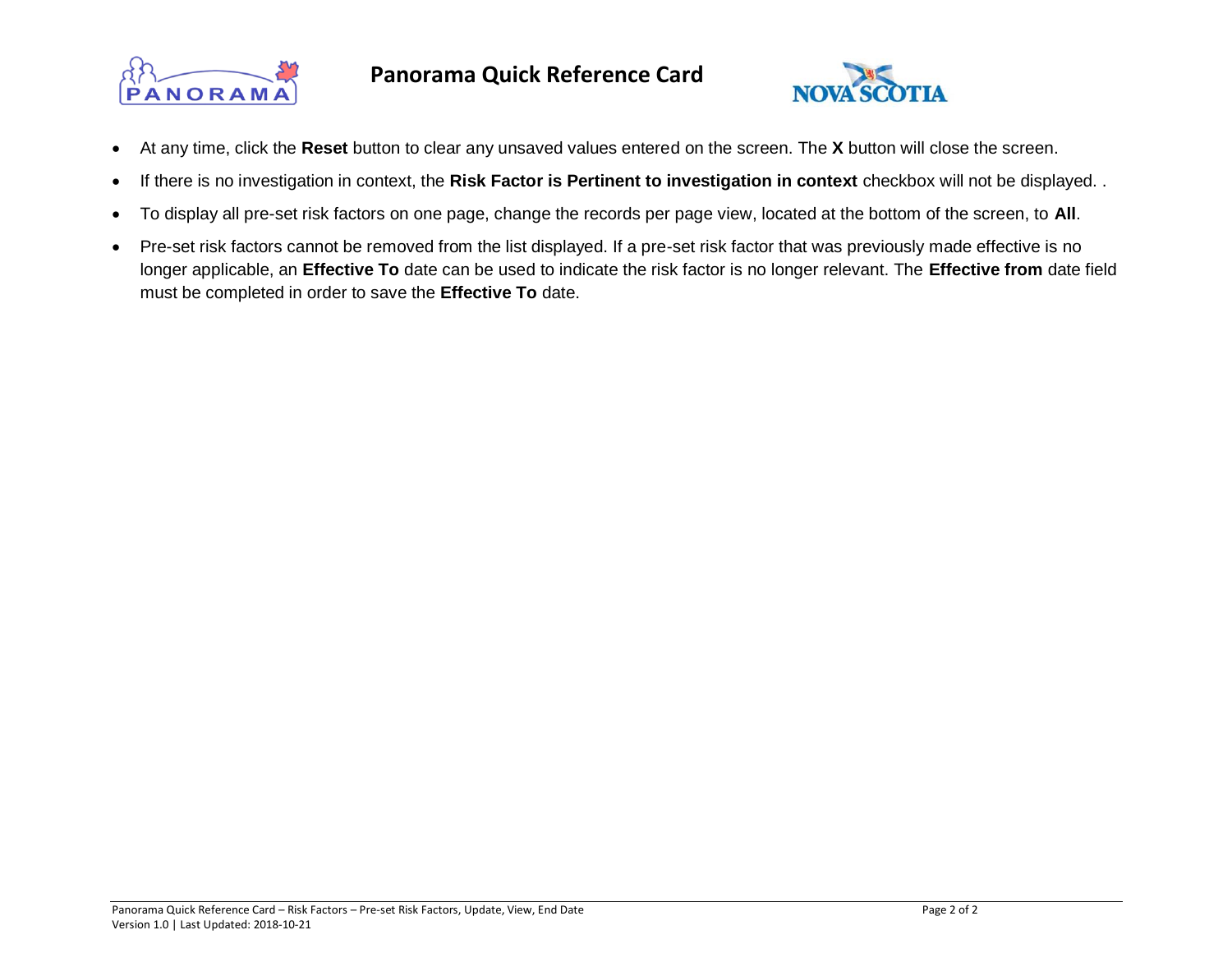- At any time, click the **Reset** button to clear any unsaved values entered on the screen. The **X** button will close the screen.
- If there is no investigation in context, the **Risk Factor is Pertinent to investigation in context** checkbox will not be displayed. .
- To display all pre-set risk factors on one page, change the records per page view, located at the bottom of the screen, to **All**.
- Pre-set risk factors cannot be removed from the list displayed. If a pre-set risk factor that was previously made effective is no longer applicable, an **Effective To** date can be used to indicate the risk factor is no longer relevant. The **Effective from** date field must be completed in order to save the **Effective To** date.